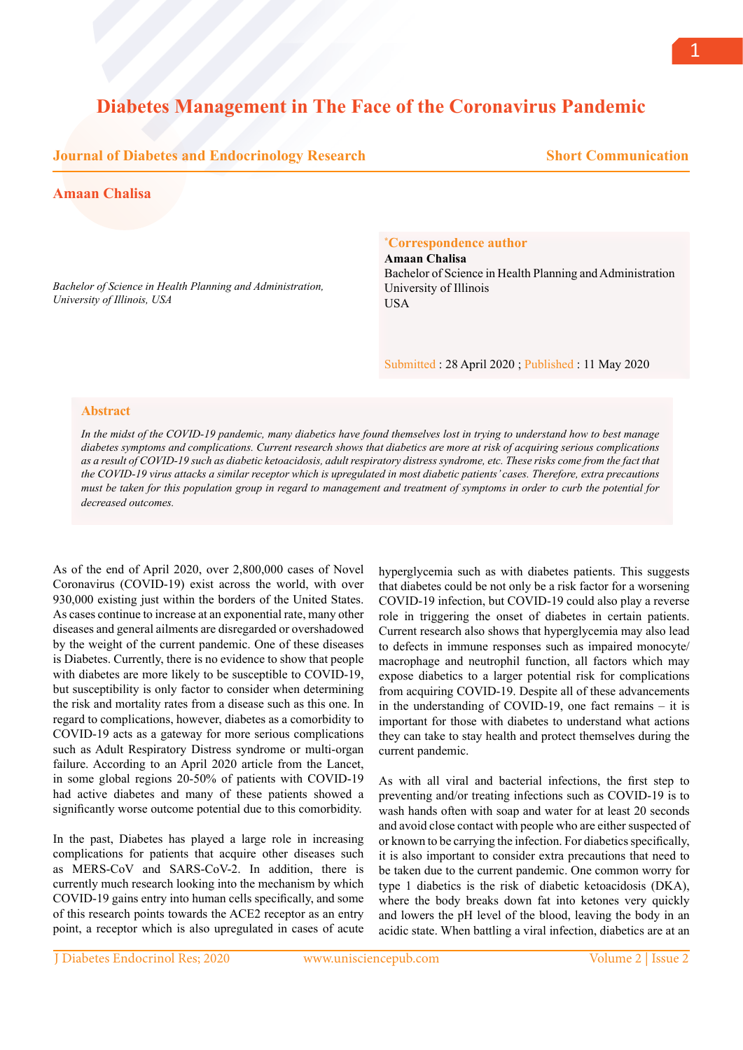# Diabetes Management in The Face of the Coronavirus Pandemic

**Journal of Diabetes and Endocrinology Research** — **Short Communication**

**Amaan Chalisa**

*Bachelor of Science in Health Planning and Administration, University of Illinois, USA*

**\*Correspondence author**
**Amaan Chalisa**
Bachelor of Science in Health Planning and Administration
University of Illinois
USA

Submitted : 28 April 2020 ; Published : 11 May 2020

## Abstract

*In the midst of the COVID-19 pandemic, many diabetics have found themselves lost in trying to understand how to best manage diabetes symptoms and complications. Current research shows that diabetics are more at risk of acquiring serious complications as a result of COVID-19 such as diabetic ketoacidosis, adult respiratory distress syndrome, etc. These risks come from the fact that the COVID-19 virus attacks a similar receptor which is upregulated in most diabetic patients' cases. Therefore, extra precautions must be taken for this population group in regard to management and treatment of symptoms in order to curb the potential for decreased outcomes.*

As of the end of April 2020, over 2,800,000 cases of Novel Coronavirus (COVID-19) exist across the world, with over 930,000 existing just within the borders of the United States. As cases continue to increase at an exponential rate, many other diseases and general ailments are disregarded or overshadowed by the weight of the current pandemic. One of these diseases is Diabetes. Currently, there is no evidence to show that people with diabetes are more likely to be susceptible to COVID-19, but susceptibility is only factor to consider when determining the risk and mortality rates from a disease such as this one. In regard to complications, however, diabetes as a comorbidity to COVID-19 acts as a gateway for more serious complications such as Adult Respiratory Distress syndrome or multi-organ failure. According to an April 2020 article from the Lancet, in some global regions 20-50% of patients with COVID-19 had active diabetes and many of these patients showed a significantly worse outcome potential due to this comorbidity.

In the past, Diabetes has played a large role in increasing complications for patients that acquire other diseases such as MERS-CoV and SARS-CoV-2. In addition, there is currently much research looking into the mechanism by which COVID-19 gains entry into human cells specifically, and some of this research points towards the ACE2 receptor as an entry point, a receptor which is also upregulated in cases of acute hyperglycemia such as with diabetes patients. This suggests that diabetes could be not only be a risk factor for a worsening COVID-19 infection, but COVID-19 could also play a reverse role in triggering the onset of diabetes in certain patients. Current research also shows that hyperglycemia may also lead to defects in immune responses such as impaired monocyte/macrophage and neutrophil function, all factors which may expose diabetics to a larger potential risk for complications from acquiring COVID-19. Despite all of these advancements in the understanding of COVID-19, one fact remains – it is important for those with diabetes to understand what actions they can take to stay health and protect themselves during the current pandemic.

As with all viral and bacterial infections, the first step to preventing and/or treating infections such as COVID-19 is to wash hands often with soap and water for at least 20 seconds and avoid close contact with people who are either suspected of or known to be carrying the infection. For diabetics specifically, it is also important to consider extra precautions that need to be taken due to the current pandemic. One common worry for type 1 diabetics is the risk of diabetic ketoacidosis (DKA), where the body breaks down fat into ketones very quickly and lowers the pH level of the blood, leaving the body in an acidic state. When battling a viral infection, diabetics are at an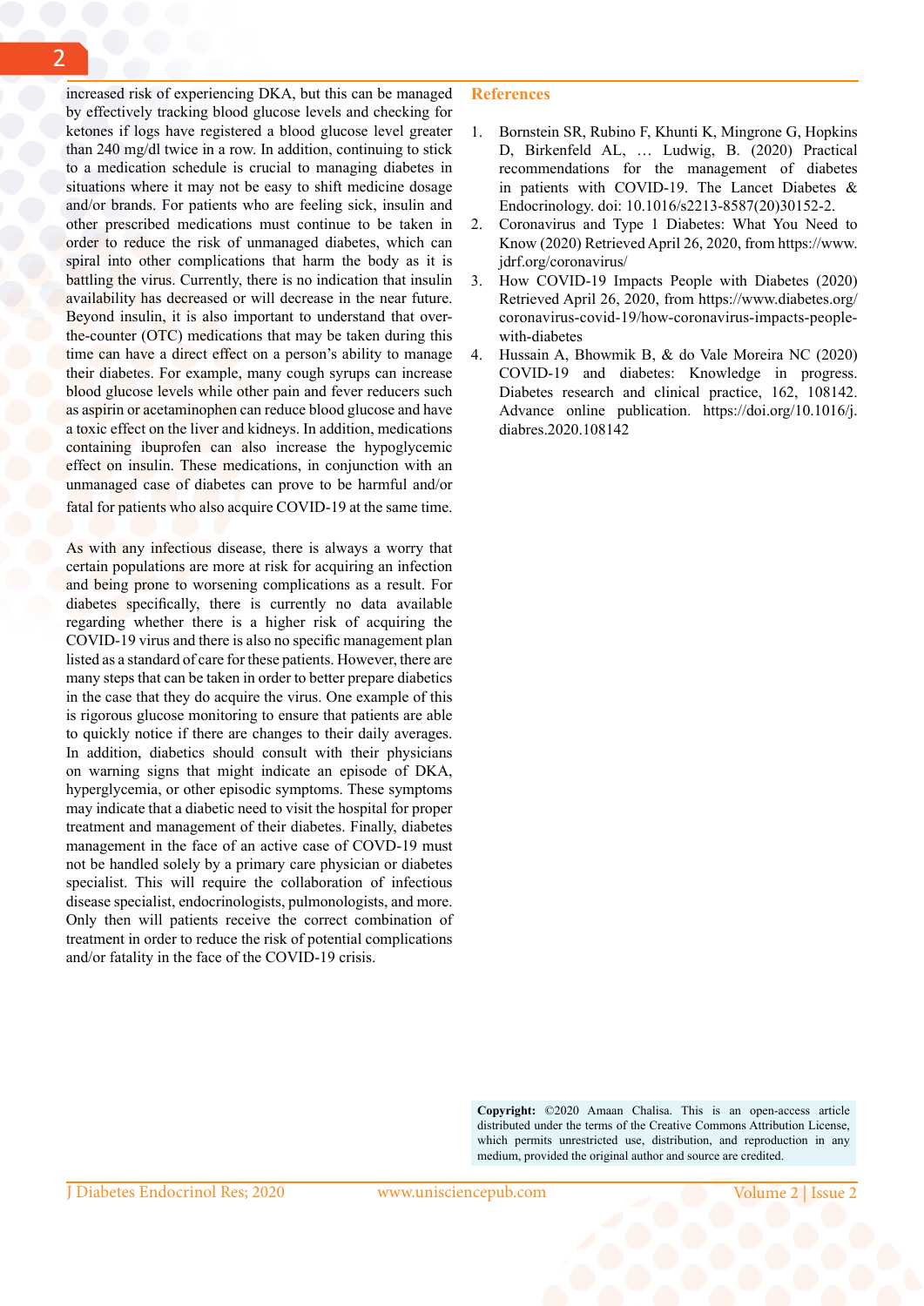increased risk of experiencing DKA, but this can be managed by effectively tracking blood glucose levels and checking for ketones if logs have registered a blood glucose level greater than 240 mg/dl twice in a row. In addition, continuing to stick to a medication schedule is crucial to managing diabetes in situations where it may not be easy to shift medicine dosage and/or brands. For patients who are feeling sick, insulin and other prescribed medications must continue to be taken in order to reduce the risk of unmanaged diabetes, which can spiral into other complications that harm the body as it is battling the virus. Currently, there is no indication that insulin availability has decreased or will decrease in the near future. Beyond insulin, it is also important to understand that over-the-counter (OTC) medications that may be taken during this time can have a direct effect on a person's ability to manage their diabetes. For example, many cough syrups can increase blood glucose levels while other pain and fever reducers such as aspirin or acetaminophen can reduce blood glucose and have a toxic effect on the liver and kidneys. In addition, medications containing ibuprofen can also increase the hypoglycemic effect on insulin. These medications, in conjunction with an unmanaged case of diabetes can prove to be harmful and/or fatal for patients who also acquire COVID-19 at the same time.

As with any infectious disease, there is always a worry that certain populations are more at risk for acquiring an infection and being prone to worsening complications as a result. For diabetes specifically, there is currently no data available regarding whether there is a higher risk of acquiring the COVID-19 virus and there is also no specific management plan listed as a standard of care for these patients. However, there are many steps that can be taken in order to better prepare diabetics in the case that they do acquire the virus. One example of this is rigorous glucose monitoring to ensure that patients are able to quickly notice if there are changes to their daily averages. In addition, diabetics should consult with their physicians on warning signs that might indicate an episode of DKA, hyperglycemia, or other episodic symptoms. These symptoms may indicate that a diabetic need to visit the hospital for proper treatment and management of their diabetes. Finally, diabetes management in the face of an active case of COVD-19 must not be handled solely by a primary care physician or diabetes specialist. This will require the collaboration of infectious disease specialist, endocrinologists, pulmonologists, and more. Only then will patients receive the correct combination of treatment in order to reduce the risk of potential complications and/or fatality in the face of the COVID-19 crisis.

## References

1. Bornstein SR, Rubino F, Khunti K, Mingrone G, Hopkins D, Birkenfeld AL, … Ludwig, B. (2020) Practical recommendations for the management of diabetes in patients with COVID-19. The Lancet Diabetes & Endocrinology. doi: 10.1016/s2213-8587(20)30152-2.
2. Coronavirus and Type 1 Diabetes: What You Need to Know (2020) Retrieved April 26, 2020, from https://www.jdrf.org/coronavirus/
3. How COVID-19 Impacts People with Diabetes (2020) Retrieved April 26, 2020, from https://www.diabetes.org/coronavirus-covid-19/how-coronavirus-impacts-people-with-diabetes
4. Hussain A, Bhowmik B, & do Vale Moreira NC (2020) COVID-19 and diabetes: Knowledge in progress. Diabetes research and clinical practice, 162, 108142. Advance online publication. https://doi.org/10.1016/j.diabres.2020.108142

**Copyright:** ©2020 Amaan Chalisa. This is an open-access article distributed under the terms of the Creative Commons Attribution License, which permits unrestricted use, distribution, and reproduction in any medium, provided the original author and source are credited.